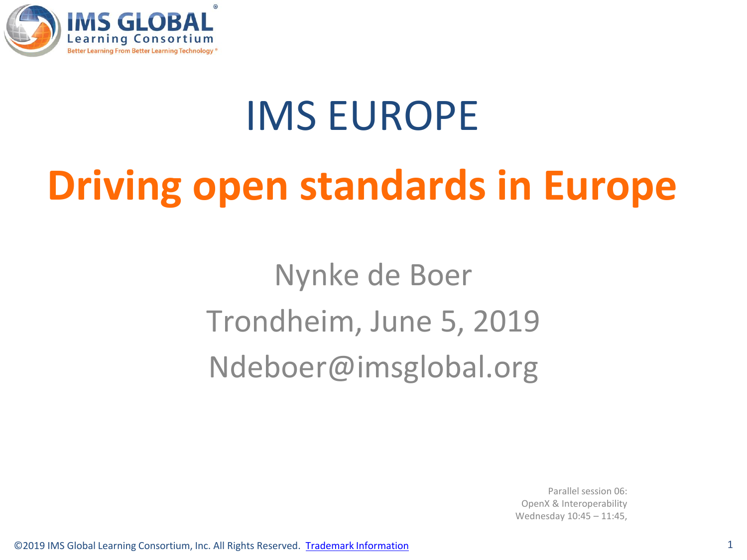# IMS EUROPE

## Driving open standards in Europe

Nynke de Boer

Trondheim, June 5, 2019

Ndeboer@imsglobal.org

Parallel session 06:
OpenX & Interoperability
Wednesday 10:45 – 11:45,

©2019 IMS Global Learning Consortium, Inc. All Rights Reserved. Trademark Information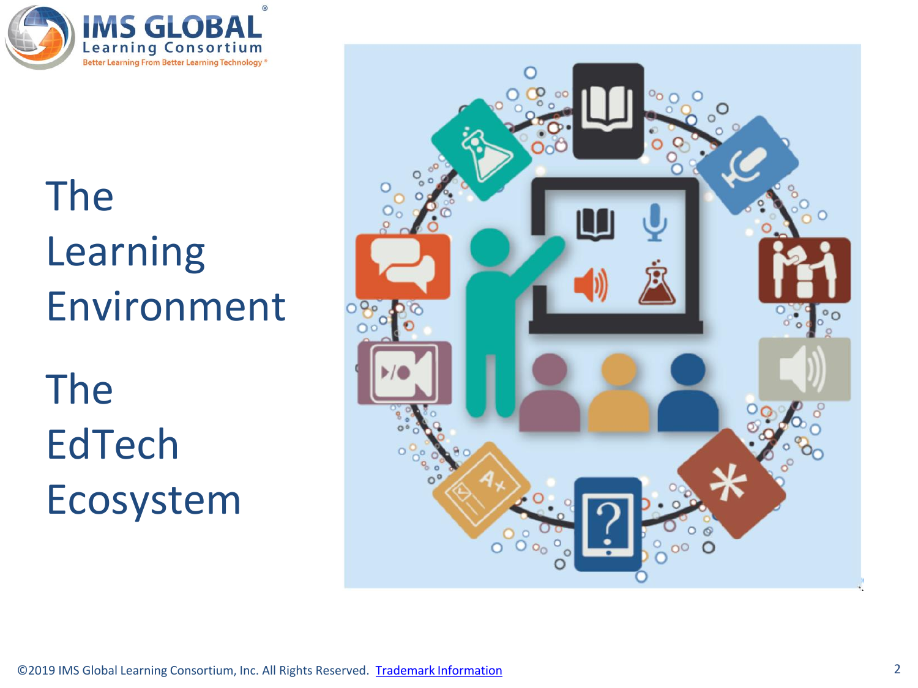# The Learning Environment

# The EdTech Ecosystem

©2019 IMS Global Learning Consortium, Inc. All Rights Reserved. [Trademark Information]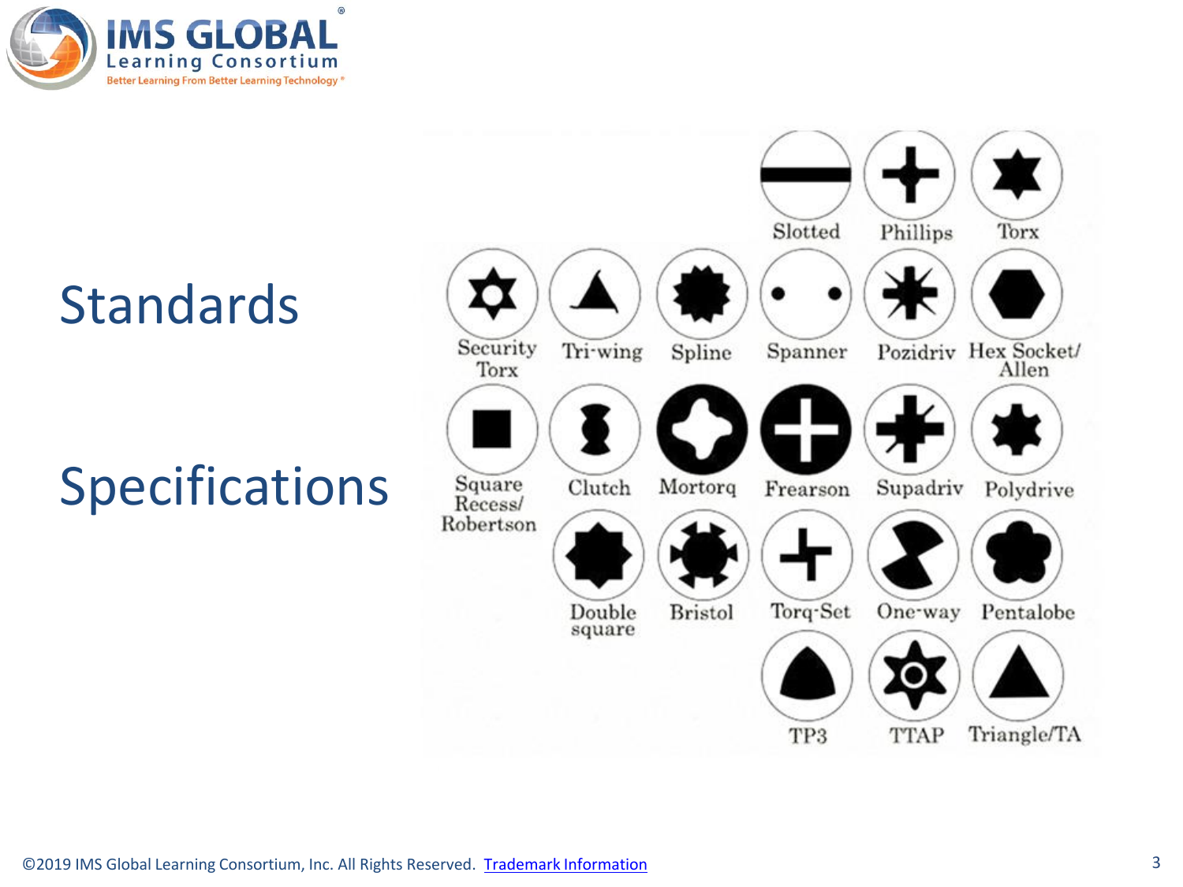Standards

Specifications

Slotted
Phillips
Torx
Security Torx
Tri-wing
Spline
Spanner
Pozidriv
Hex Socket/ Allen
Square Recess/ Robertson
Clutch
Mortorq
Frearson
Supadriv
Polydrive
Double square
Bristol
Torq-Set
One-way
Pentalobe
TP3
TTAP
Triangle/TA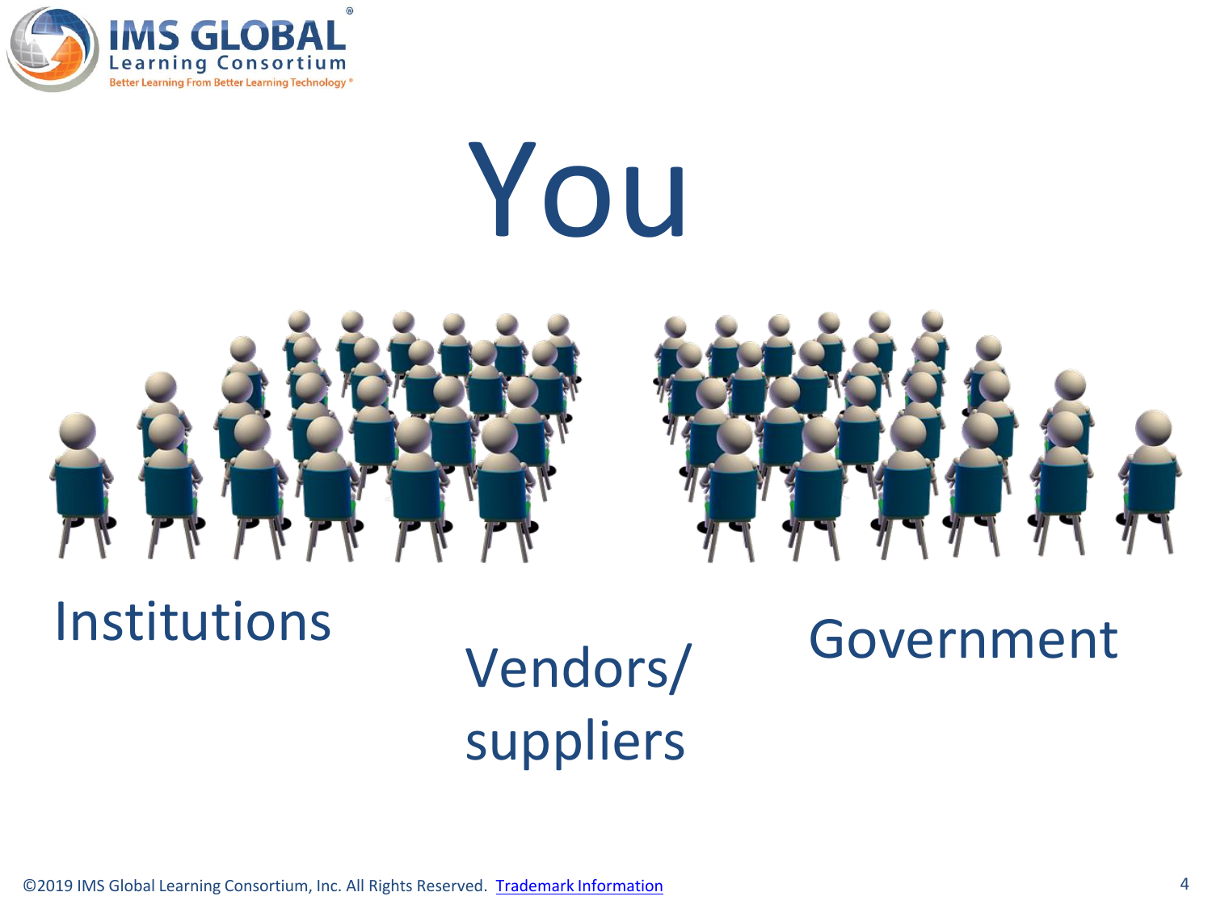# You

Institutions

Vendors/ suppliers

Government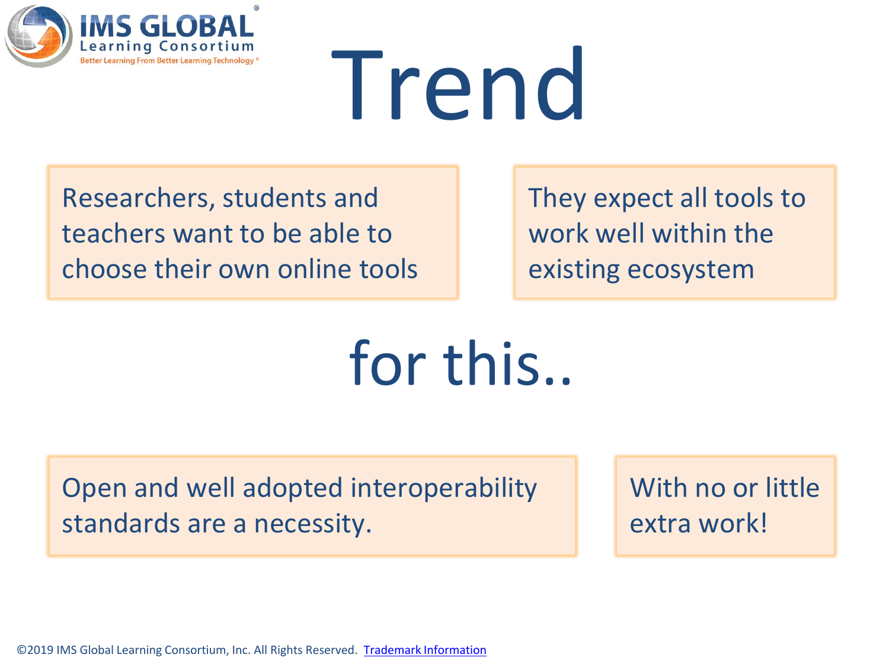# Trend

Researchers, students and teachers want to be able to choose their own online tools

They expect all tools to work well within the existing ecosystem

## for this..

Open and well adopted interoperability standards are a necessity.

With no or little extra work!

©2019 IMS Global Learning Consortium, Inc. All Rights Reserved. Trademark Information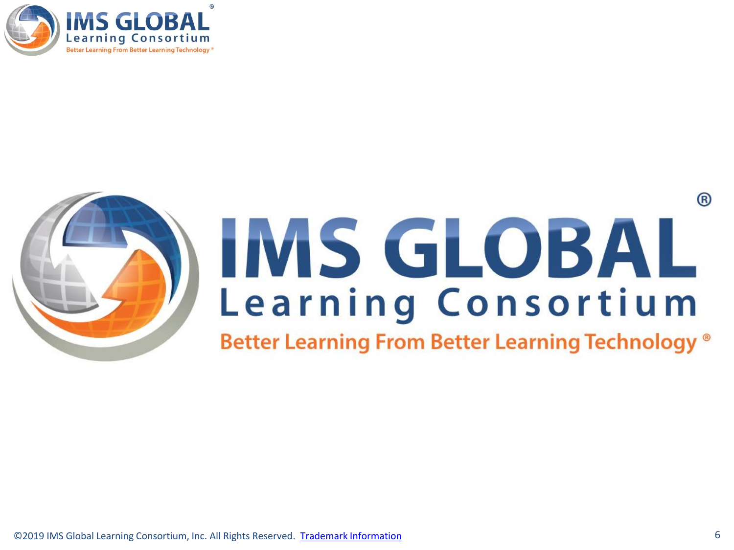# IMS GLOBAL®

Learning Consortium

Better Learning From Better Learning Technology®

©2019 IMS Global Learning Consortium, Inc. All Rights Reserved. Trademark Information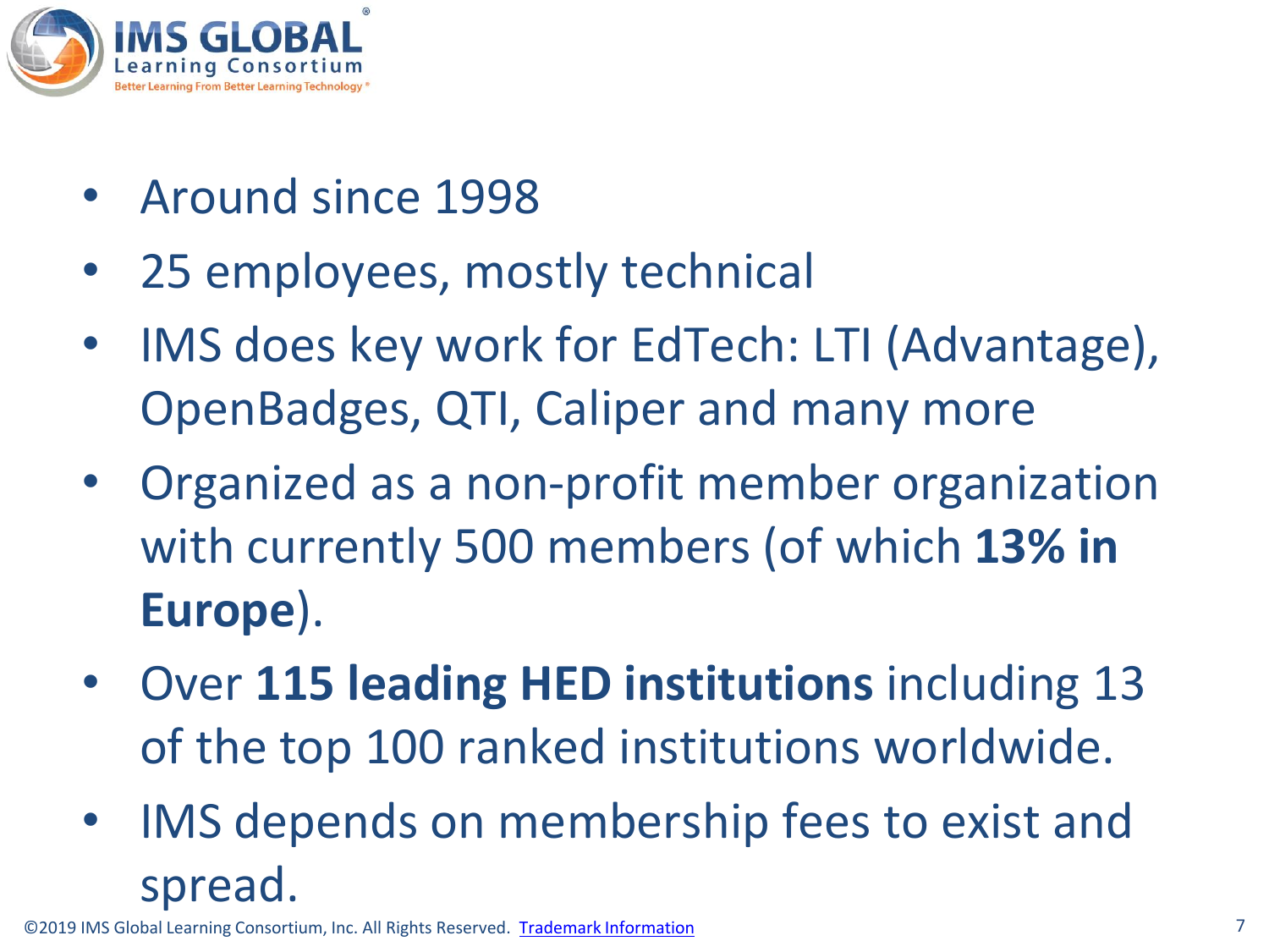- Around since 1998
- 25 employees, mostly technical
- IMS does key work for EdTech: LTI (Advantage), OpenBadges, QTI, Caliper and many more
- Organized as a non-profit member organization with currently 500 members (of which **13% in Europe**).
- Over **115 leading HED institutions** including 13 of the top 100 ranked institutions worldwide.
- IMS depends on membership fees to exist and spread.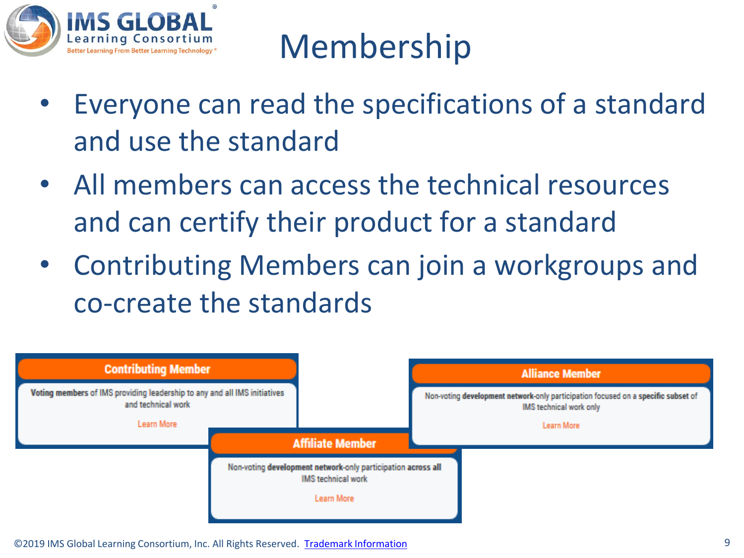# Membership

- Everyone can read the specifications of a standard and use the standard
- All members can access the technical resources and can certify their product for a standard
- Contributing Members can join a workgroups and co-create the standards

**Contributing Member**

**Voting members** of IMS providing leadership to any and all IMS initiatives and technical work

Learn More

**Alliance Member**

Non-voting **development network**-only participation focused on a **specific subset** of IMS technical work only

Learn More

**Affiliate Member**

Non-voting **development network**-only participation **across all** IMS technical work

Learn More

©2019 IMS Global Learning Consortium, Inc. All Rights Reserved. Trademark Information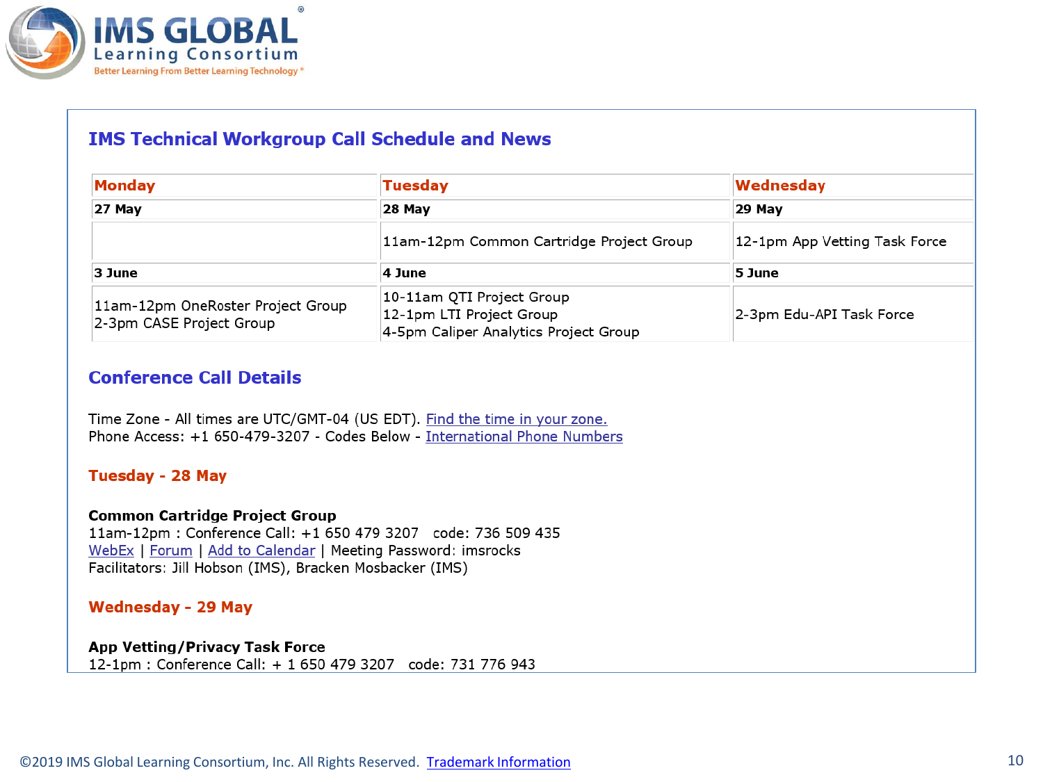# IMS Technical Workgroup Call Schedule and News

| Monday | Tuesday | Wednesday |
|---|---|---|
| **27 May** | **28 May** | **29 May** |
| | 11am-12pm Common Cartridge Project Group | 12-1pm App Vetting Task Force |
| **3 June** | **4 June** | **5 June** |
| 11am-12pm OneRoster Project Group<br>2-3pm CASE Project Group | 10-11am QTI Project Group<br>12-1pm LTI Project Group<br>4-5pm Caliper Analytics Project Group | 2-3pm Edu-API Task Force |

## Conference Call Details

Time Zone - All times are UTC/GMT-04 (US EDT). Find the time in your zone.
Phone Access: +1 650-479-3207 - Codes Below - International Phone Numbers

### Tuesday - 28 May

**Common Cartridge Project Group**
11am-12pm : Conference Call: +1 650 479 3207 code: 736 509 435
WebEx | Forum | Add to Calendar | Meeting Password: imsrocks
Facilitators: Jill Hobson (IMS), Bracken Mosbacker (IMS)

### Wednesday - 29 May

**App Vetting/Privacy Task Force**
12-1pm : Conference Call: + 1 650 479 3207 code: 731 776 943

©2019 IMS Global Learning Consortium, Inc. All Rights Reserved. Trademark Information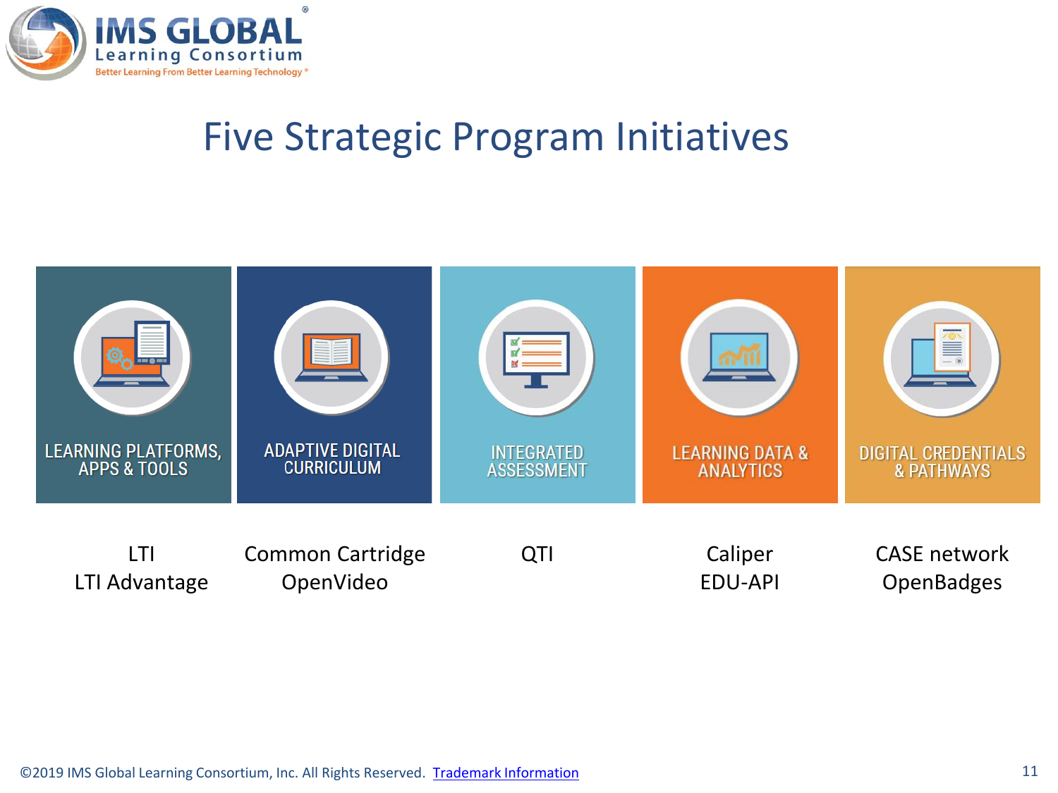# Five Strategic Program Initiatives

| LEARNING PLATFORMS, APPS & TOOLS | ADAPTIVE DIGITAL CURRICULUM | INTEGRATED ASSESSMENT | LEARNING DATA & ANALYTICS | DIGITAL CREDENTIALS & PATHWAYS |
| --- | --- | --- | --- | --- |
| LTI<br>LTI Advantage | Common Cartridge<br>OpenVideo | QTI | Caliper<br>EDU-API | CASE network<br>OpenBadges |

©2019 IMS Global Learning Consortium, Inc. All Rights Reserved. Trademark Information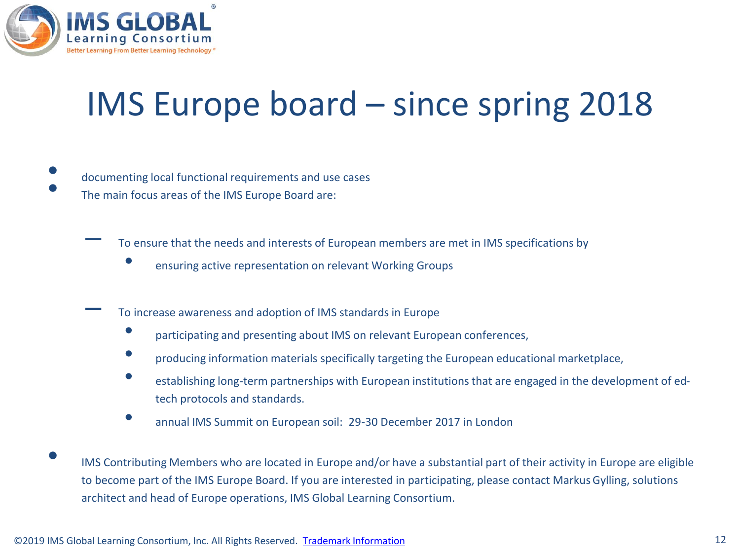# IMS Europe board – since spring 2018

- documenting local functional requirements and use cases
- The main focus areas of the IMS Europe Board are:
  - To ensure that the needs and interests of European members are met in IMS specifications by
    - ensuring active representation on relevant Working Groups
  - To increase awareness and adoption of IMS standards in Europe
    - participating and presenting about IMS on relevant European conferences,
    - producing information materials specifically targeting the European educational marketplace,
    - establishing long-term partnerships with European institutions that are engaged in the development of ed-tech protocols and standards.
    - annual IMS Summit on European soil: 29-30 December 2017 in London
- IMS Contributing Members who are located in Europe and/or have a substantial part of their activity in Europe are eligible to become part of the IMS Europe Board. If you are interested in participating, please contact Markus Gylling, solutions architect and head of Europe operations, IMS Global Learning Consortium.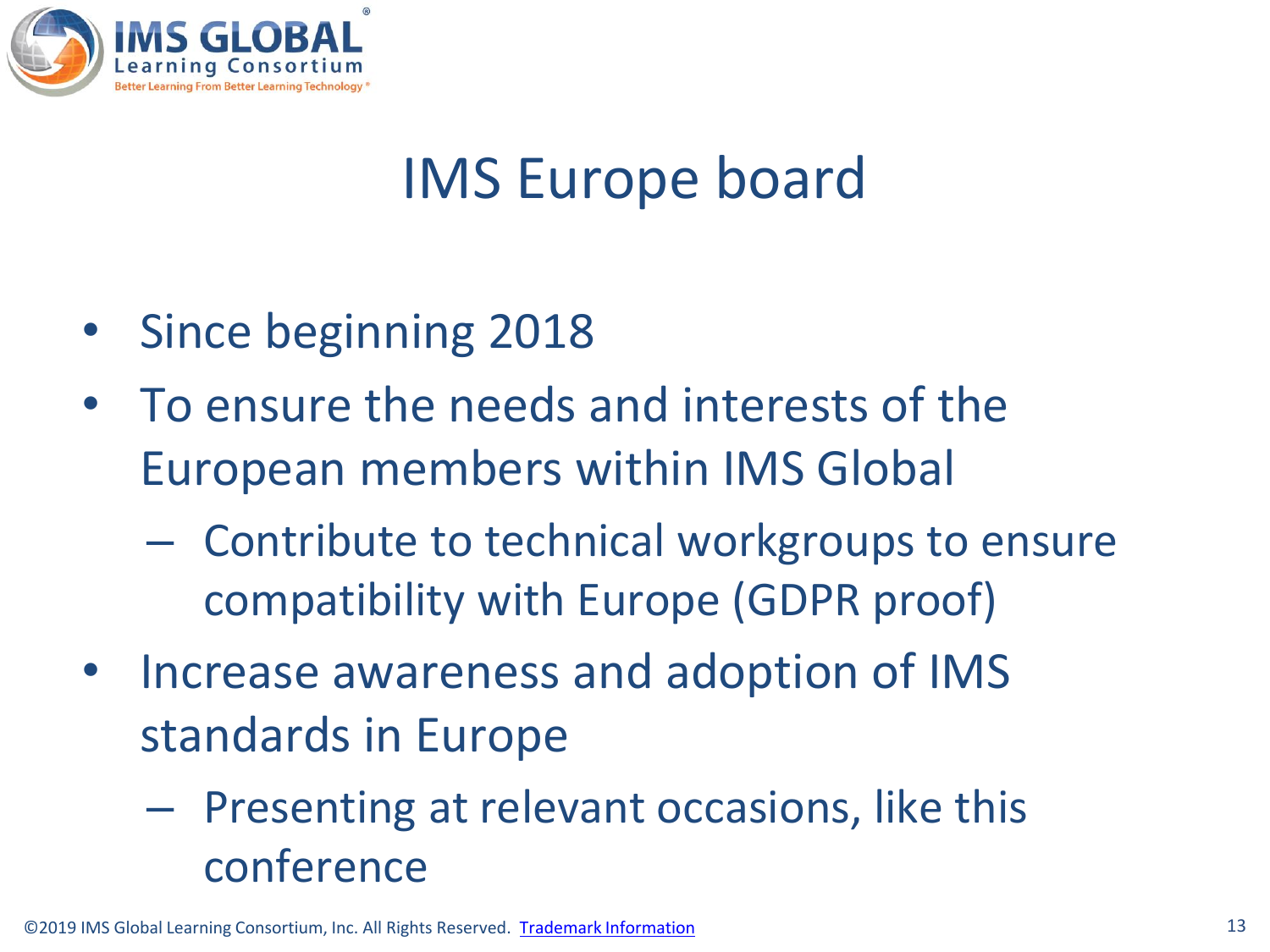# IMS Europe board

- Since beginning 2018
- To ensure the needs and interests of the European members within IMS Global
  - Contribute to technical workgroups to ensure compatibility with Europe (GDPR proof)
- Increase awareness and adoption of IMS standards in Europe
  - Presenting at relevant occasions, like this conference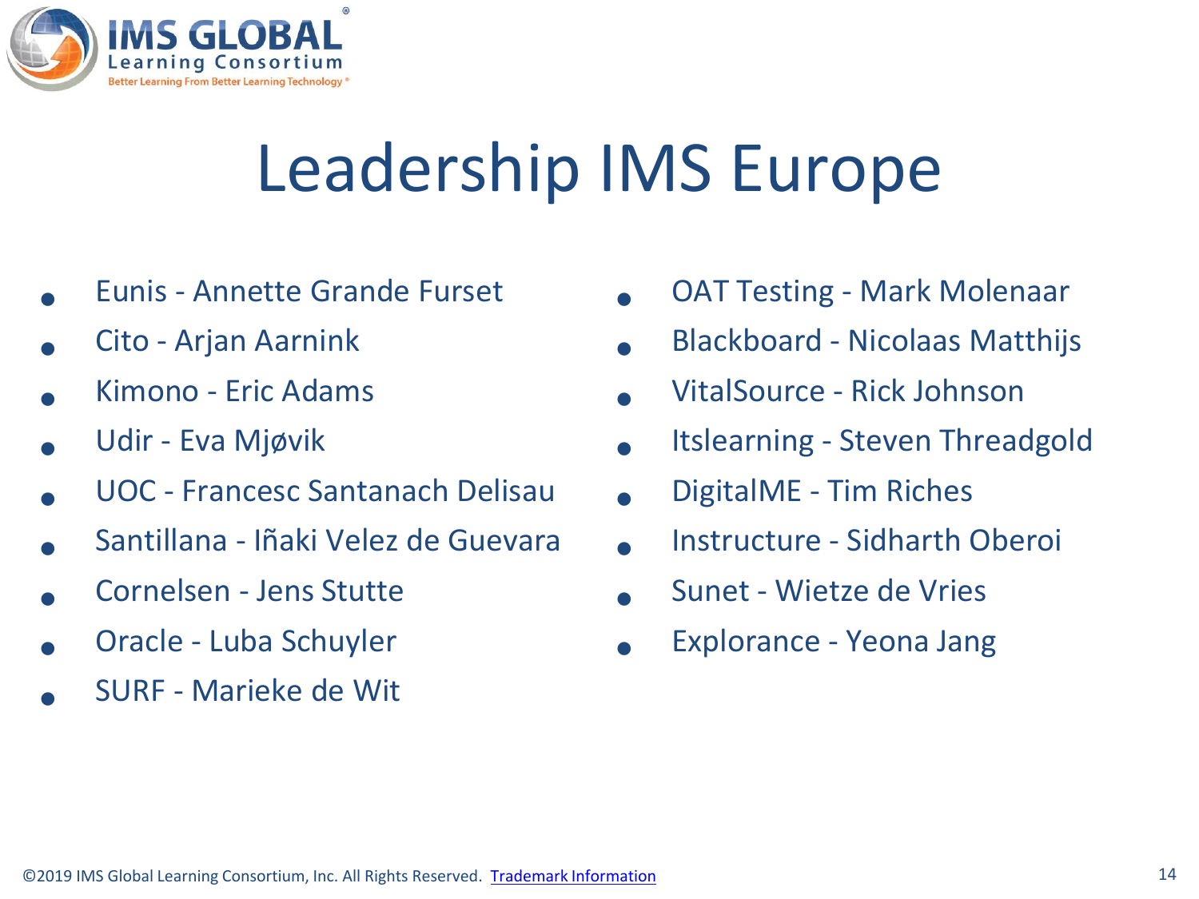# Leadership IMS Europe

- Eunis - Annette Grande Furset
- Cito - Arjan Aarnink
- Kimono - Eric Adams
- Udir - Eva Mjøvik
- UOC - Francesc Santanach Delisau
- Santillana - Iñaki Velez de Guevara
- Cornelsen - Jens Stutte
- Oracle - Luba Schuyler
- SURF - Marieke de Wit
- OAT Testing - Mark Molenaar
- Blackboard - Nicolaas Matthijs
- VitalSource - Rick Johnson
- Itslearning - Steven Threadgold
- DigitalME - Tim Riches
- Instructure - Sidharth Oberoi
- Sunet - Wietze de Vries
- Explorance - Yeona Jang

©2019 IMS Global Learning Consortium, Inc. All Rights Reserved. Trademark Information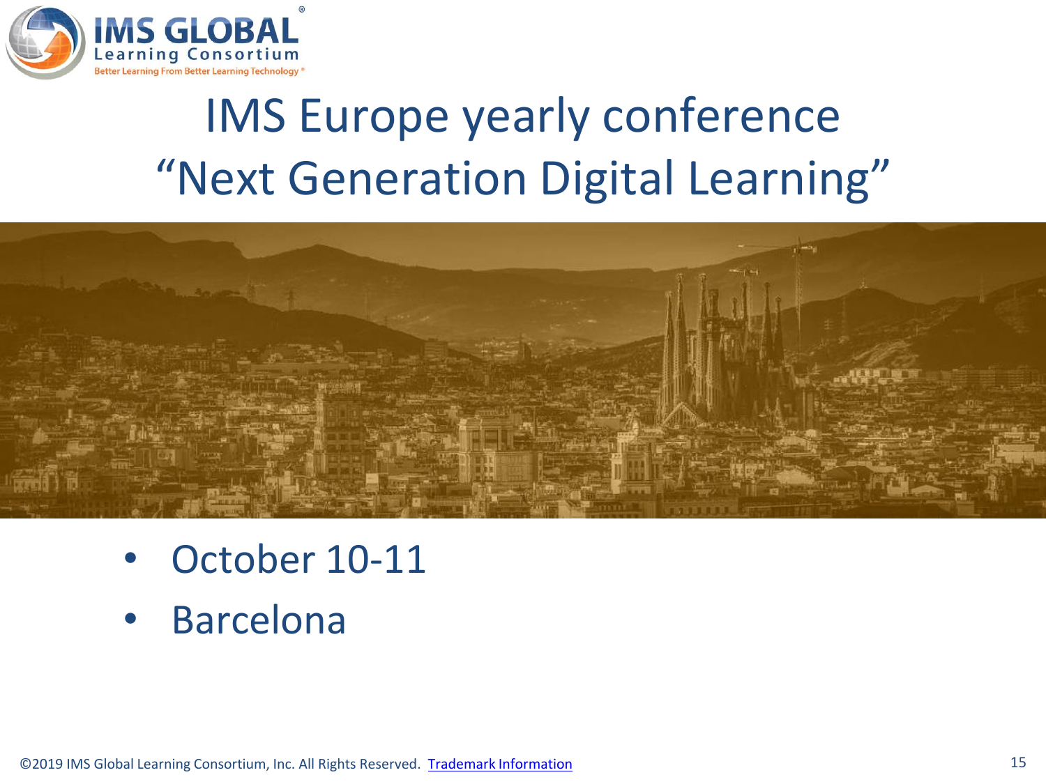# IMS Europe yearly conference "Next Generation Digital Learning"

- October 10-11
- Barcelona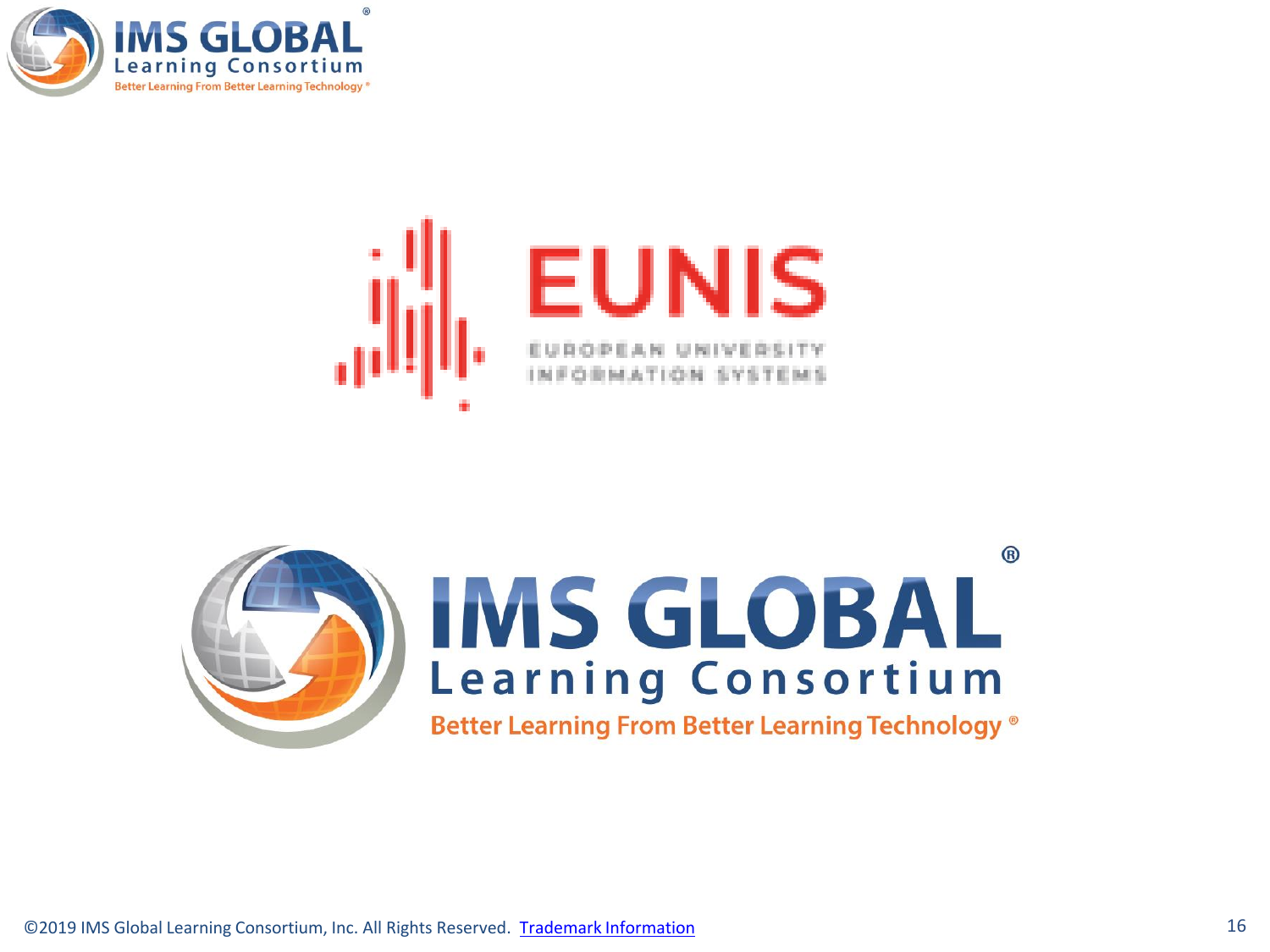EUNIS

EUROPEAN UNIVERSITY
INFORMATION SYSTEMS

IMS GLOBAL®
Learning Consortium
Better Learning From Better Learning Technology®

©2019 IMS Global Learning Consortium, Inc. All Rights Reserved. Trademark Information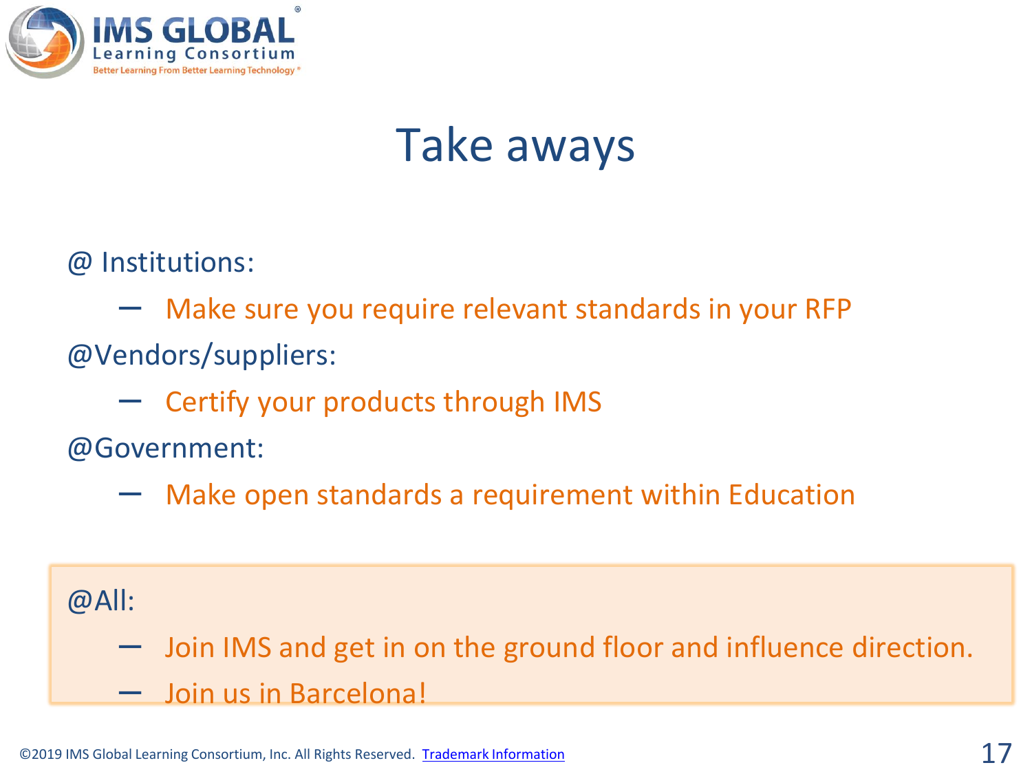# Take aways

@ Institutions:

- Make sure you require relevant standards in your RFP

@Vendors/suppliers:

- Certify your products through IMS

@Government:

- Make open standards a requirement within Education

@All:

- Join IMS and get in on the ground floor and influence direction.
- Join us in Barcelona!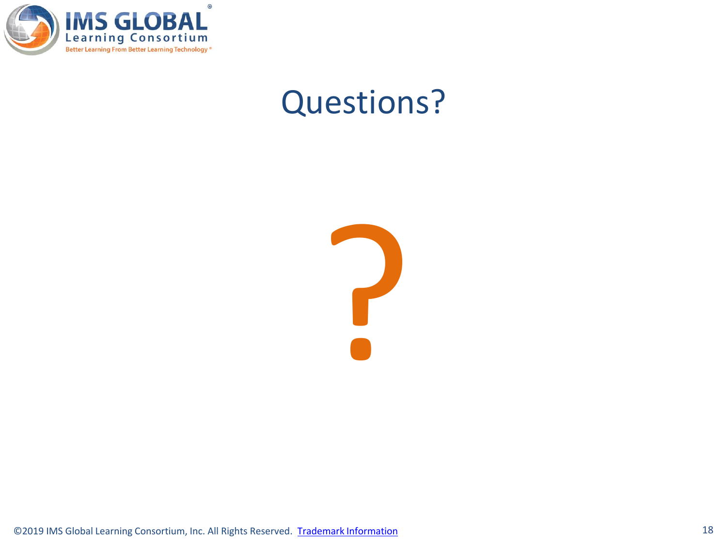# Questions?

?

©2019 IMS Global Learning Consortium, Inc. All Rights Reserved. Trademark Information